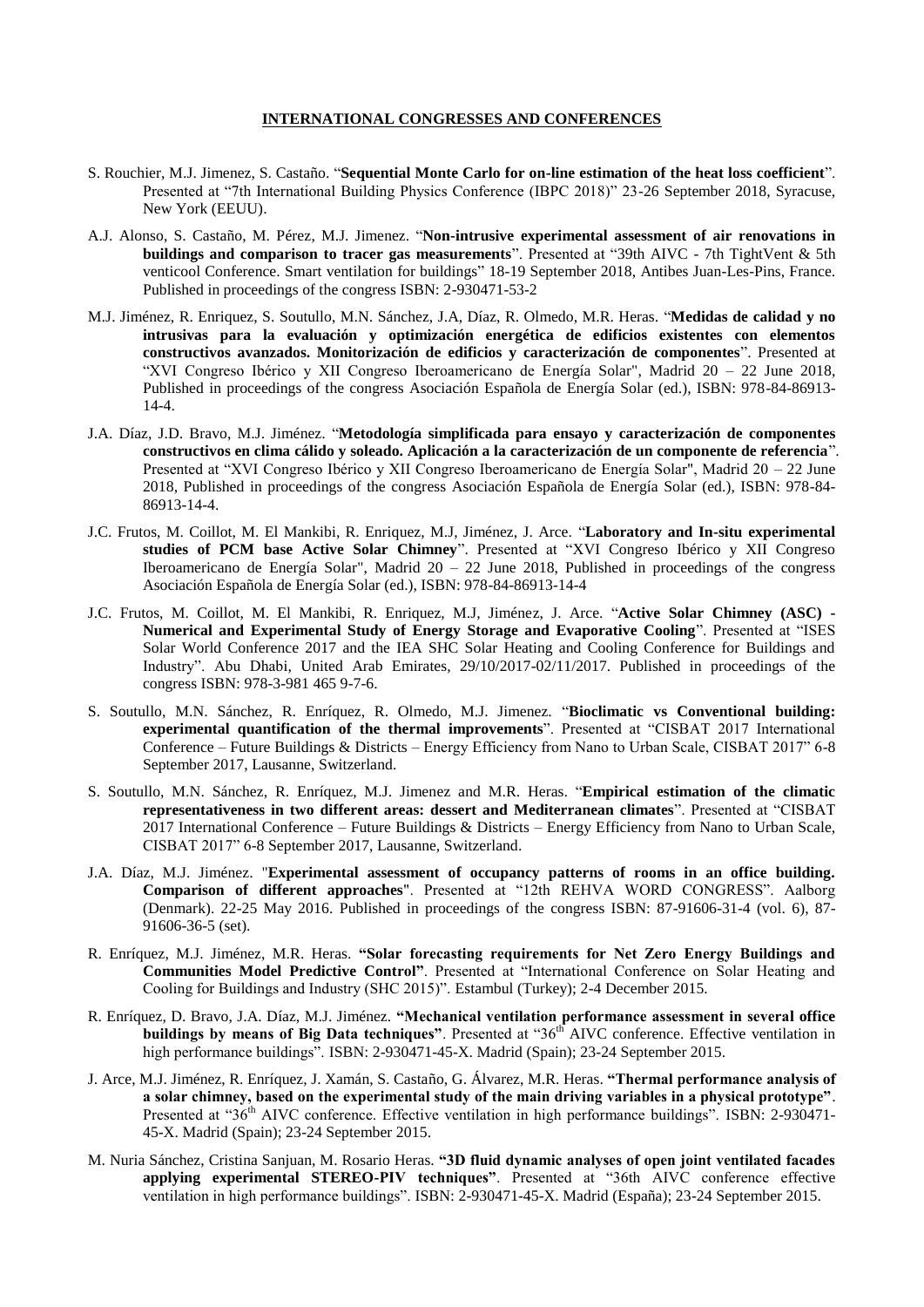## INTERNATIONAL CONGRESSES AND CONFERENCES

S. Rouchier, M.J. Jimenez, S. Castaño. "**Sequential Monte Carlo for on-line estimation of the heat loss coefficient**". Presented at "7th International Building Physics Conference (IBPC 2018)" 23-26 September 2018, Syracuse, New York (EEUU).

A.J. Alonso, S. Castaño, M. Pérez, M.J. Jimenez. "**Non-intrusive experimental assessment of air renovations in buildings and comparison to tracer gas measurements**". Presented at "39th AIVC - 7th TightVent & 5th venticool Conference. Smart ventilation for buildings" 18-19 September 2018, Antibes Juan-Les-Pins, France. Published in proceedings of the congress ISBN: 2-930471-53-2

M.J. Jiménez, R. Enriquez, S. Soutullo, M.N. Sánchez, J.A, Díaz, R. Olmedo, M.R. Heras. "**Medidas de calidad y no intrusivas para la evaluación y optimización energética de edificios existentes con elementos constructivos avanzados. Monitorización de edificios y caracterización de componentes**". Presented at "XVI Congreso Ibérico y XII Congreso Iberoamericano de Energía Solar", Madrid 20 – 22 June 2018, Published in proceedings of the congress Asociación Española de Energía Solar (ed.), ISBN: 978-84-86913-14-4.

J.A. Díaz, J.D. Bravo, M.J. Jiménez. "**Metodología simplificada para ensayo y caracterización de componentes constructivos en clima cálido y soleado. Aplicación a la caracterización de un componente de referencia**". Presented at "XVI Congreso Ibérico y XII Congreso Iberoamericano de Energía Solar", Madrid 20 – 22 June 2018, Published in proceedings of the congress Asociación Española de Energía Solar (ed.), ISBN: 978-84-86913-14-4.

J.C. Frutos, M. Coillot, M. El Mankibi, R. Enriquez, M.J, Jiménez, J. Arce. "**Laboratory and In-situ experimental studies of PCM base Active Solar Chimney**". Presented at "XVI Congreso Ibérico y XII Congreso Iberoamericano de Energía Solar", Madrid 20 – 22 June 2018, Published in proceedings of the congress Asociación Española de Energía Solar (ed.), ISBN: 978-84-86913-14-4

J.C. Frutos, M. Coillot, M. El Mankibi, R. Enriquez, M.J, Jiménez, J. Arce. "**Active Solar Chimney (ASC) - Numerical and Experimental Study of Energy Storage and Evaporative Cooling**". Presented at "ISES Solar World Conference 2017 and the IEA SHC Solar Heating and Cooling Conference for Buildings and Industry". Abu Dhabi, United Arab Emirates, 29/10/2017-02/11/2017. Published in proceedings of the congress ISBN: 978-3-981 465 9-7-6.

S. Soutullo, M.N. Sánchez, R. Enríquez, R. Olmedo, M.J. Jimenez. "**Bioclimatic vs Conventional building: experimental quantification of the thermal improvements**". Presented at "CISBAT 2017 International Conference – Future Buildings & Districts – Energy Efficiency from Nano to Urban Scale, CISBAT 2017" 6-8 September 2017, Lausanne, Switzerland.

S. Soutullo, M.N. Sánchez, R. Enríquez, M.J. Jimenez and M.R. Heras. "**Empirical estimation of the climatic representativeness in two different areas: dessert and Mediterranean climates**". Presented at "CISBAT 2017 International Conference – Future Buildings & Districts – Energy Efficiency from Nano to Urban Scale, CISBAT 2017" 6-8 September 2017, Lausanne, Switzerland.

J.A. Díaz, M.J. Jiménez. "**Experimental assessment of occupancy patterns of rooms in an office building. Comparison of different approaches**". Presented at "12th REHVA WORD CONGRESS". Aalborg (Denmark). 22-25 May 2016. Published in proceedings of the congress ISBN: 87-91606-31-4 (vol. 6), 87-91606-36-5 (set).

R. Enríquez, M.J. Jiménez, M.R. Heras. **"Solar forecasting requirements for Net Zero Energy Buildings and Communities Model Predictive Control"**. Presented at "International Conference on Solar Heating and Cooling for Buildings and Industry (SHC 2015)". Estambul (Turkey); 2-4 December 2015.

R. Enríquez, D. Bravo, J.A. Díaz, M.J. Jiménez. **"Mechanical ventilation performance assessment in several office buildings by means of Big Data techniques"**. Presented at "36th AIVC conference. Effective ventilation in high performance buildings". ISBN: 2-930471-45-X. Madrid (Spain); 23-24 September 2015.

J. Arce, M.J. Jiménez, R. Enríquez, J. Xamán, S. Castaño, G. Álvarez, M.R. Heras. **"Thermal performance analysis of a solar chimney, based on the experimental study of the main driving variables in a physical prototype"**. Presented at "36th AIVC conference. Effective ventilation in high performance buildings". ISBN: 2-930471-45-X. Madrid (Spain); 23-24 September 2015.

M. Nuria Sánchez, Cristina Sanjuan, M. Rosario Heras. **"3D fluid dynamic analyses of open joint ventilated facades applying experimental STEREO-PIV techniques"**. Presented at "36th AIVC conference effective ventilation in high performance buildings". ISBN: 2-930471-45-X. Madrid (España); 23-24 September 2015.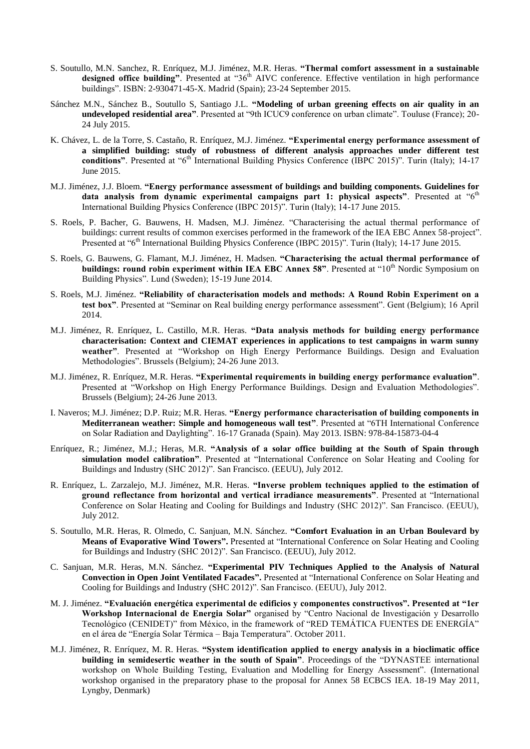S. Soutullo, M.N. Sanchez, R. Enríquez, M.J. Jiménez, M.R. Heras. **"Thermal comfort assessment in a sustainable designed office building"**. Presented at "36th AIVC conference. Effective ventilation in high performance buildings". ISBN: 2-930471-45-X. Madrid (Spain); 23-24 September 2015.

Sánchez M.N., Sánchez B., Soutullo S, Santiago J.L. **"Modeling of urban greening effects on air quality in an undeveloped residential area"**. Presented at "9th ICUC9 conference on urban climate". Touluse (France); 20-24 July 2015.

K. Chávez, L. de la Torre, S. Castaño, R. Enríquez, M.J. Jiménez. **"Experimental energy performance assessment of a simplified building: study of robustness of different analysis approaches under different test conditions"**. Presented at "6th International Building Physics Conference (IBPC 2015)". Turin (Italy); 14-17 June 2015.

M.J. Jiménez, J.J. Bloem. **"Energy performance assessment of buildings and building components. Guidelines for data analysis from dynamic experimental campaigns part 1: physical aspects"**. Presented at "6th International Building Physics Conference (IBPC 2015)". Turin (Italy); 14-17 June 2015.

S. Roels, P. Bacher, G. Bauwens, H. Madsen, M.J. Jiménez. "Characterising the actual thermal performance of buildings: current results of common exercises performed in the framework of the IEA EBC Annex 58-project". Presented at "6th International Building Physics Conference (IBPC 2015)". Turin (Italy); 14-17 June 2015.

S. Roels, G. Bauwens, G. Flamant, M.J. Jiménez, H. Madsen. **"Characterising the actual thermal performance of buildings: round robin experiment within IEA EBC Annex 58"**. Presented at "10th Nordic Symposium on Building Physics". Lund (Sweden); 15-19 June 2014.

S. Roels, M.J. Jiménez. **"Reliability of characterisation models and methods: A Round Robin Experiment on a test box"**. Presented at "Seminar on Real building energy performance assessment". Gent (Belgium); 16 April 2014.

M.J. Jiménez, R. Enríquez, L. Castillo, M.R. Heras. **"Data analysis methods for building energy performance characterisation: Context and CIEMAT experiences in applications to test campaigns in warm sunny weather"**. Presented at "Workshop on High Energy Performance Buildings. Design and Evaluation Methodologies". Brussels (Belgium); 24-26 June 2013.

M.J. Jiménez, R. Enríquez, M.R. Heras. **"Experimental requirements in building energy performance evaluation"**. Presented at "Workshop on High Energy Performance Buildings. Design and Evaluation Methodologies". Brussels (Belgium); 24-26 June 2013.

I. Naveros; M.J. Jiménez; D.P. Ruiz; M.R. Heras. **"Energy performance characterisation of building components in Mediterranean weather: Simple and homogeneous wall test"**. Presented at "6TH International Conference on Solar Radiation and Daylighting". 16-17 Granada (Spain). May 2013. ISBN: 978-84-15873-04-4

Enríquez, R.; Jiménez, M.J.; Heras, M.R. **"Analysis of a solar office building at the South of Spain through simulation model calibration"**. Presented at "International Conference on Solar Heating and Cooling for Buildings and Industry (SHC 2012)". San Francisco. (EEUU), July 2012.

R. Enríquez, L. Zarzalejo, M.J. Jiménez, M.R. Heras. **"Inverse problem techniques applied to the estimation of ground reflectance from horizontal and vertical irradiance measurements"**. Presented at "International Conference on Solar Heating and Cooling for Buildings and Industry (SHC 2012)". San Francisco. (EEUU), July 2012.

S. Soutullo, M.R. Heras, R. Olmedo, C. Sanjuan, M.N. Sánchez. **"Comfort Evaluation in an Urban Boulevard by Means of Evaporative Wind Towers".** Presented at "International Conference on Solar Heating and Cooling for Buildings and Industry (SHC 2012)". San Francisco. (EEUU), July 2012.

C. Sanjuan, M.R. Heras, M.N. Sánchez. **"Experimental PIV Techniques Applied to the Analysis of Natural Convection in Open Joint Ventilated Facades".** Presented at "International Conference on Solar Heating and Cooling for Buildings and Industry (SHC 2012)". San Francisco. (EEUU), July 2012.

M. J. Jiménez. **"Evaluación energética experimental de edificios y componentes constructivos". Presented at "1er Workshop Internacional de Energia Solar"** organised by "Centro Nacional de Investigación y Desarrollo Tecnológico (CENIDET)" from México, in the framework of "RED TEMÁTICA FUENTES DE ENERGÍA" en el área de "Energía Solar Térmica – Baja Temperatura". October 2011.

M.J. Jiménez, R. Enríquez, M. R. Heras. **"System identification applied to energy analysis in a bioclimatic office building in semidesertic weather in the south of Spain"**. Proceedings of the "DYNASTEE international workshop on Whole Building Testing, Evaluation and Modelling for Energy Assessment". (International workshop organised in the preparatory phase to the proposal for Annex 58 ECBCS IEA. 18-19 May 2011, Lyngby, Denmark)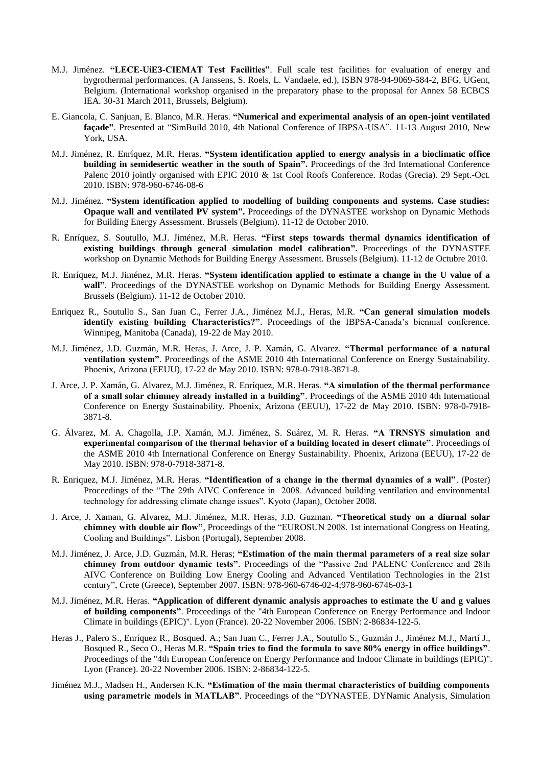M.J. Jiménez. **"LECE-UiE3-CIEMAT Test Facilities"**. Full scale test facilities for evaluation of energy and hygrothermal performances. (A Janssens, S. Roels, L. Vandaele, ed.), ISBN 978-94-9069-584-2, BFG, UGent, Belgium. (International workshop organised in the preparatory phase to the proposal for Annex 58 ECBCS IEA. 30-31 March 2011, Brussels, Belgium).

E. Giancola, C. Sanjuan, E. Blanco, M.R. Heras. **"Numerical and experimental analysis of an open-joint ventilated façade"**. Presented at "SimBuild 2010, 4th National Conference of IBPSA-USA". 11-13 August 2010, New York, USA.

M.J. Jiménez, R. Enríquez, M.R. Heras. **"System identification applied to energy analysis in a bioclimatic office building in semidesertic weather in the south of Spain".** Proceedings of the 3rd International Conference Palenc 2010 jointly organised with EPIC 2010 & 1st Cool Roofs Conference. Rodas (Grecia). 29 Sept.-Oct. 2010. ISBN: 978-960-6746-08-6

M.J. Jiménez. **"System identification applied to modelling of building components and systems. Case studies: Opaque wall and ventilated PV system".** Proceedings of the DYNASTEE workshop on Dynamic Methods for Building Energy Assessment. Brussels (Belgium). 11-12 de October 2010.

R. Enríquez, S. Soutullo, M.J. Jiménez, M.R. Heras. **"First steps towards thermal dynamics identification of existing buildings through general simulation model calibration".** Proceedings of the DYNASTEE workshop on Dynamic Methods for Building Energy Assessment. Brussels (Belgium). 11-12 de Octubre 2010.

R. Enríquez, M.J. Jiménez, M.R. Heras. **"System identification applied to estimate a change in the U value of a wall"**. Proceedings of the DYNASTEE workshop on Dynamic Methods for Building Energy Assessment. Brussels (Belgium). 11-12 de October 2010.

Enriquez R., Soutullo S., San Juan C., Ferrer J.A., Jiménez M.J., Heras, M.R. **"Can general simulation models identify existing building Characteristics?"**. Proceedings of the IBPSA-Canada's biennial conference. Winnipeg, Manitoba (Canada), 19-22 de May 2010.

M.J. Jiménez, J.D. Guzmán, M.R. Heras, J. Arce, J. P. Xamán, G. Alvarez. **"Thermal performance of a natural ventilation system"**. Proceedings of the ASME 2010 4th International Conference on Energy Sustainability. Phoenix, Arizona (EEUU), 17-22 de May 2010. ISBN: 978-0-7918-3871-8.

J. Arce, J. P. Xamán, G. Alvarez, M.J. Jiménez, R. Enríquez, M.R. Heras. **"A simulation of the thermal performance of a small solar chimney already installed in a building"**. Proceedings of the ASME 2010 4th International Conference on Energy Sustainability. Phoenix, Arizona (EEUU), 17-22 de May 2010. ISBN: 978-0-7918-3871-8.

G. Álvarez, M. A. Chagolla, J.P. Xamán, M.J. Jiménez, S. Suárez, M. R. Heras. **"A TRNSYS simulation and experimental comparison of the thermal behavior of a building located in desert climate"**. Proceedings of the ASME 2010 4th International Conference on Energy Sustainability. Phoenix, Arizona (EEUU), 17-22 de May 2010. ISBN: 978-0-7918-3871-8.

R. Enriquez, M.J. Jiménez, M.R. Heras. **"Identification of a change in the thermal dynamics of a wall"**. (Poster) Proceedings of the "The 29th AIVC Conference in 2008. Advanced building ventilation and environmental technology for addressing climate change issues". Kyoto (Japan), October 2008.

J. Arce, J. Xaman, G. Alvarez, M.J. Jiménez, M.R. Heras, J.D. Guzman. **"Theoretical study on a diurnal solar chimney with double air flow"**, Proceedings of the "EUROSUN 2008. 1st international Congress on Heating, Cooling and Buildings". Lisbon (Portugal), September 2008.

M.J. Jiménez, J. Arce, J.D. Guzmán, M.R. Heras; **"Estimation of the main thermal parameters of a real size solar chimney from outdoor dynamic tests"**. Proceedings of the "Passive 2nd PALENC Conference and 28th AIVC Conference on Building Low Energy Cooling and Advanced Ventilation Technologies in the 21st century", Crete (Greece), September 2007. ISBN: 978-960-6746-02-4;978-960-6746-03-1

M.J. Jiménez, M.R. Heras. **"Application of different dynamic analysis approaches to estimate the U and g values of building components"**. Proceedings of the "4th European Conference on Energy Performance and Indoor Climate in buildings (EPIC)". Lyon (France). 20-22 November 2006. ISBN: 2-86834-122-5.

Heras J., Palero S., Enríquez R., Bosqued. A.; San Juan C., Ferrer J.A., Soutullo S., Guzmán J., Jiménez M.J., Martí J., Bosqued R., Seco O., Heras M.R. **"Spain tries to find the formula to save 80% energy in office buildings"**. Proceedings of the "4th European Conference on Energy Performance and Indoor Climate in buildings (EPIC)". Lyon (France). 20-22 November 2006. ISBN: 2-86834-122-5.

Jiménez M.J., Madsen H., Andersen K.K. **"Estimation of the main thermal characteristics of building components using parametric models in MATLAB"**. Proceedings of the "DYNASTEE. DYNamic Analysis, Simulation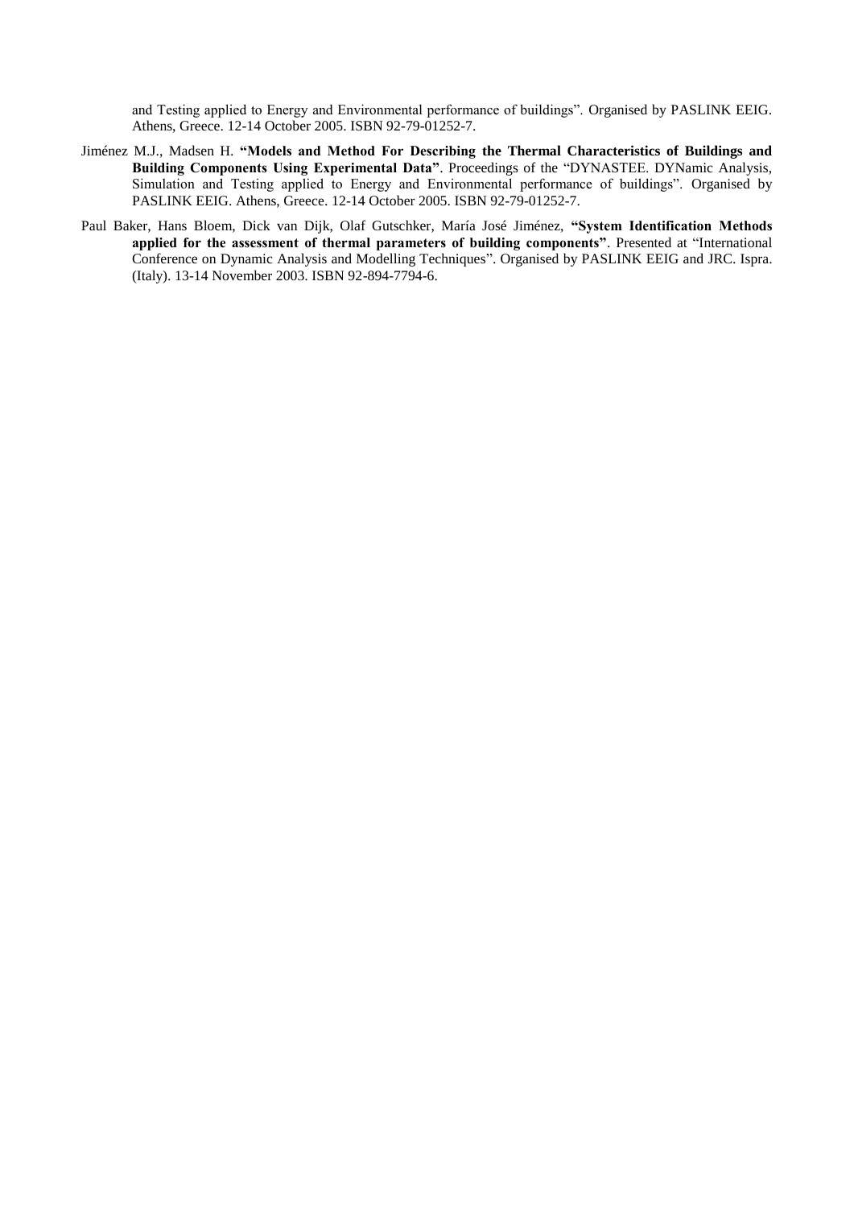and Testing applied to Energy and Environmental performance of buildings". Organised by PASLINK EEIG. Athens, Greece. 12-14 October 2005. ISBN 92-79-01252-7.

Jiménez M.J., Madsen H. **"Models and Method For Describing the Thermal Characteristics of Buildings and Building Components Using Experimental Data"**. Proceedings of the "DYNASTEE. DYNamic Analysis, Simulation and Testing applied to Energy and Environmental performance of buildings". Organised by PASLINK EEIG. Athens, Greece. 12-14 October 2005. ISBN 92-79-01252-7.

Paul Baker, Hans Bloem, Dick van Dijk, Olaf Gutschker, María José Jiménez, **"System Identification Methods applied for the assessment of thermal parameters of building components"**. Presented at "International Conference on Dynamic Analysis and Modelling Techniques". Organised by PASLINK EEIG and JRC. Ispra. (Italy). 13-14 November 2003. ISBN 92-894-7794-6.